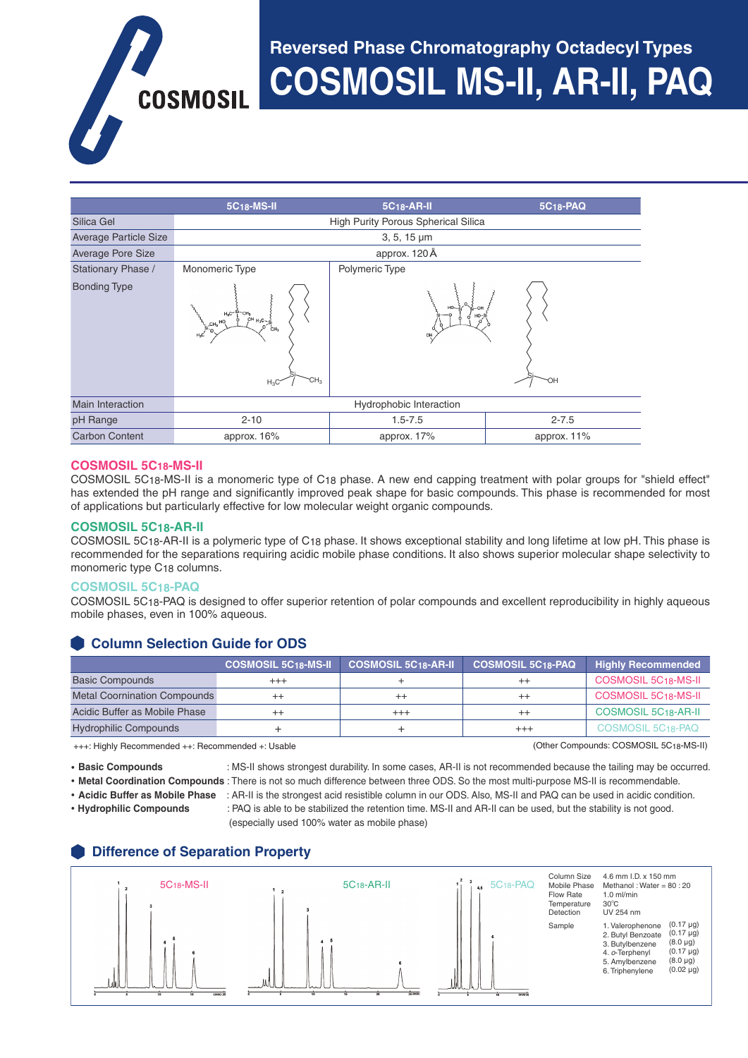# Reversed Phase Chromatography Octadecyl Types

# COSMOSIL MS-II, AR-II, PAQ

| | $5C_{18}$-MS-II | $5C_{18}$-AR-II | $5C_{18}$-PAQ |
|---|---|---|---|
| Silica Gel | High Purity Porous Spherical Silica | | |
| Average Particle Size | 3, 5, 15 µm | | |
| Average Pore Size | approx. 120 Å | | |
| Stationary Phase / Bonding Type | Monomeric Type | Polymeric Type | |
| Main Interaction | Hydrophobic Interaction | | |
| pH Range | 2-10 | 1.5-7.5 | 2-7.5 |
| Carbon Content | approx. 16% | approx. 17% | approx. 11% |

### COSMOSIL $5C_{18}$-MS-II

COSMOSIL $5C_{18}$-MS-II is a monomeric type of $C_{18}$ phase. A new end capping treatment with polar groups for "shield effect" has extended the pH range and significantly improved peak shape for basic compounds. This phase is recommended for most of applications but particularly effective for low molecular weight organic compounds.

### COSMOSIL $5C_{18}$-AR-II

COSMOSIL $5C_{18}$-AR-II is a polymeric type of $C_{18}$ phase. It shows exceptional stability and long lifetime at low pH. This phase is recommended for the separations requiring acidic mobile phase conditions. It also shows superior molecular shape selectivity to monomeric type $C_{18}$ columns.

### COSMOSIL $5C_{18}$-PAQ

COSMOSIL $5C_{18}$-PAQ is designed to offer superior retention of polar compounds and excellent reproducibility in highly aqueous mobile phases, even in 100% aqueous.

## Column Selection Guide for ODS

| | COSMOSIL $5C_{18}$-MS-II | COSMOSIL $5C_{18}$-AR-II | COSMOSIL $5C_{18}$-PAQ | Highly Recommended |
|---|---|---|---|---|
| Basic Compounds | +++ | + | ++ | COSMOSIL $5C_{18}$-MS-II |
| Metal Coornination Compounds | ++ | ++ | ++ | COSMOSIL $5C_{18}$-MS-II |
| Acidic Buffer as Mobile Phase | ++ | +++ | ++ | COSMOSIL $5C_{18}$-AR-II |
| Hydrophilic Compounds | + | + | +++ | COSMOSIL $5C_{18}$-PAQ |

+++: Highly Recommended ++: Recommended +: Usable

(Other Compounds: COSMOSIL $5C_{18}$-MS-II)

- **Basic Compounds** : MS-II shows strongest durability. In some cases, AR-II is not recommended because the tailing may be occurred.
- **Metal Coordination Compounds** : There is not so much difference between three ODS. So the most multi-purpose MS-II is recommendable.
- **Acidic Buffer as Mobile Phase** : AR-II is the strongest acid resistible column in our ODS. Also, MS-II and PAQ can be used in acidic condition.
- **Hydrophilic Compounds** : PAQ is able to be stabilized the retention time. MS-II and AR-II can be used, but the stability is not good. (especially used 100% water as mobile phase)

## Difference of Separation Property

$5C_{18}$-MS-II | $5C_{18}$-AR-II | $5C_{18}$-PAQ

| | |
|---|---|
| Column Size | 4.6 mm I.D. x 150 mm |
| Mobile Phase | Methanol : Water = 80 : 20 |
| Flow Rate | 1.0 ml/min |
| Temperature | 30℃ |
| Detection | UV 254 nm |
| Sample | 1. Valerophenone (0.17 µg)<br>2. Butyl Benzoate (0.17 µg)<br>3. Butylbenzene (8.0 µg)<br>4. *o*-Terphenyl (0.17 µg)<br>5. Amylbenzene (8.0 µg)<br>6. Triphenylene (0.02 µg) |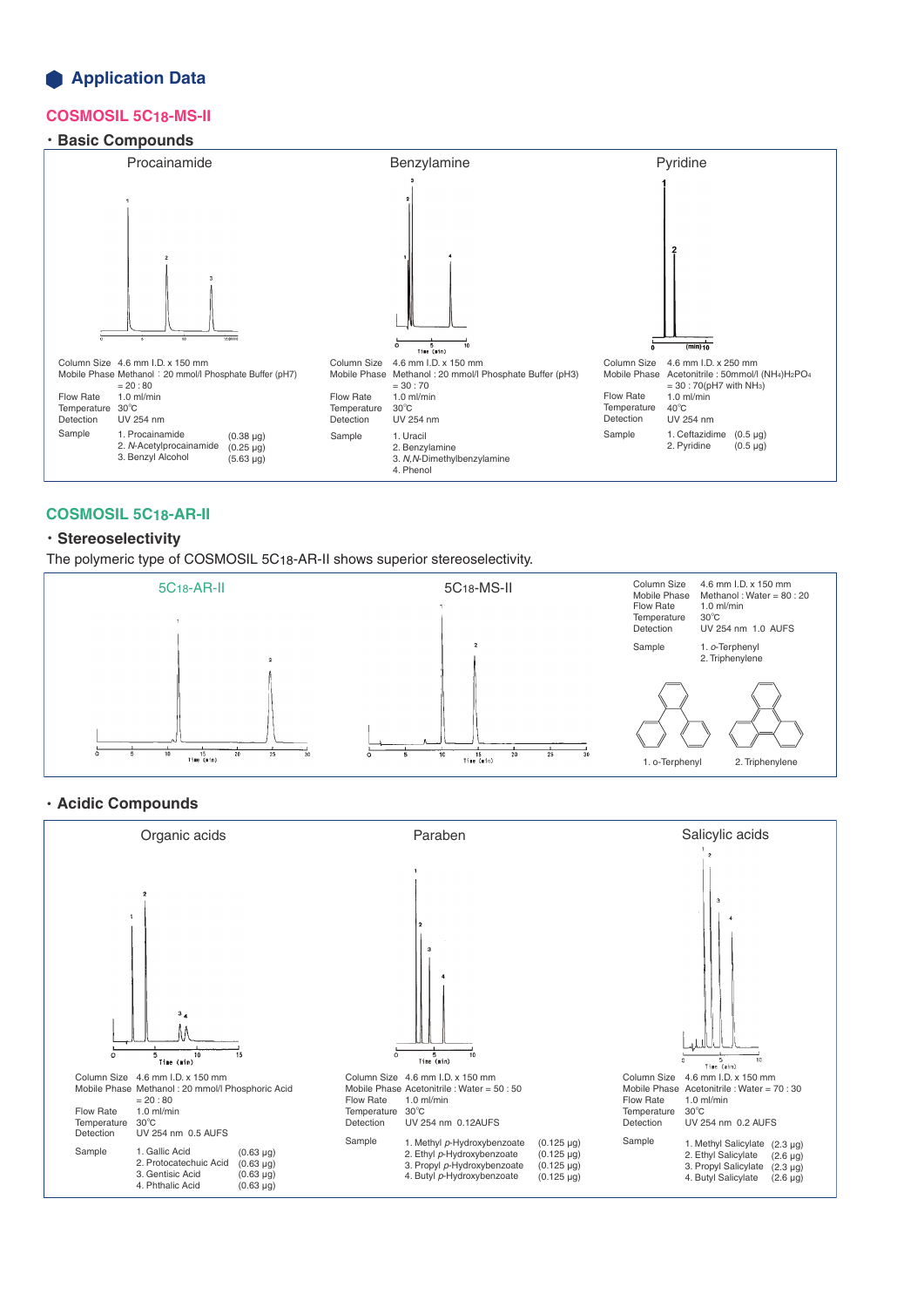# Application Data

## COSMOSIL 5C18-MS-II

### ・Basic Compounds

**Procainamide**

| | |
|---|---|
| Column Size | 4.6 mm I.D. x 150 mm |
| Mobile Phase | Methanol : 20 mmol/l Phosphate Buffer (pH7) = 20 : 80 |
| Flow Rate | 1.0 ml/min |
| Temperature | 30℃ |
| Detection | UV 254 nm |
| Sample | 1. Procainamide (0.38 μg)<br>2. *N*-Acetylprocainamide (0.25 μg)<br>3. Benzyl Alcohol (5.63 μg) |

**Benzylamine**

| | |
|---|---|
| Column Size | 4.6 mm I.D. x 150 mm |
| Mobile Phase | Methanol : 20 mmol/l Phosphate Buffer (pH3) = 30 : 70 |
| Flow Rate | 1.0 ml/min |
| Temperature | 30℃ |
| Detection | UV 254 nm |
| Sample | 1. Uracil<br>2. Benzylamine<br>3. *N,N*-Dimethylbenzylamine<br>4. Phenol |

**Pyridine**

| | |
|---|---|
| Column Size | 4.6 mm I.D. x 250 mm |
| Mobile Phase | Acetonitrile : 50mmol/l $(NH_4)H_2PO_4$ = 30 : 70(pH7 with $NH_3$) |
| Flow Rate | 1.0 ml/min |
| Temperature | 40℃ |
| Detection | UV 254 nm |
| Sample | 1. Ceftazidime (0.5 μg)<br>2. Pyridine (0.5 μg) |

## COSMOSIL 5C18-AR-II

### ・Stereoselectivity

The polymeric type of COSMOSIL 5C18-AR-II shows superior stereoselectivity.

5C18-AR-II　　5C18-MS-II

| | |
|---|---|
| Column Size | 4.6 mm I.D. x 150 mm |
| Mobile Phase | Methanol : Water = 80 : 20 |
| Flow Rate | 1.0 ml/min |
| Temperature | 30℃ |
| Detection | UV 254 nm 1.0 AUFS |
| Sample | 1. *o*-Terphenyl<br>2. Triphenylene |

1. o-Terphenyl　　2. Triphenylene

### ・Acidic Compounds

**Organic acids**

| | |
|---|---|
| Column Size | 4.6 mm I.D. x 150 mm |
| Mobile Phase | Methanol : 20 mmol/l Phosphoric Acid = 20 : 80 |
| Flow Rate | 1.0 ml/min |
| Temperature | 30℃ |
| Detection | UV 254 nm 0.5 AUFS |
| Sample | 1. Gallic Acid (0.63 μg)<br>2. Protocatechuic Acid (0.63 μg)<br>3. Gentisic Acid (0.63 μg)<br>4. Phthalic Acid (0.63 μg) |

**Paraben**

| | |
|---|---|
| Column Size | 4.6 mm I.D. x 150 mm |
| Mobile Phase | Acetonitrile : Water = 50 : 50 |
| Flow Rate | 1.0 ml/min |
| Temperature | 30℃ |
| Detection | UV 254 nm 0.12AUFS |
| Sample | 1. Methyl *p*-Hydroxybenzoate (0.125 μg)<br>2. Ethyl *p*-Hydroxybenzoate (0.125 μg)<br>3. Propyl *p*-Hydroxybenzoate (0.125 μg)<br>4. Butyl *p*-Hydroxybenzoate (0.125 μg) |

**Salicylic acids**

| | |
|---|---|
| Column Size | 4.6 mm I.D. x 150 mm |
| Mobile Phase | Acetonitrile : Water = 70 : 30 |
| Flow Rate | 1.0 ml/min |
| Temperature | 30℃ |
| Detection | UV 254 nm 0.2 AUFS |
| Sample | 1. Methyl Salicylate (2.3 μg)<br>2. Ethyl Salicylate (2.6 μg)<br>3. Propyl Salicylate (2.3 μg)<br>4. Butyl Salicylate (2.6 μg) |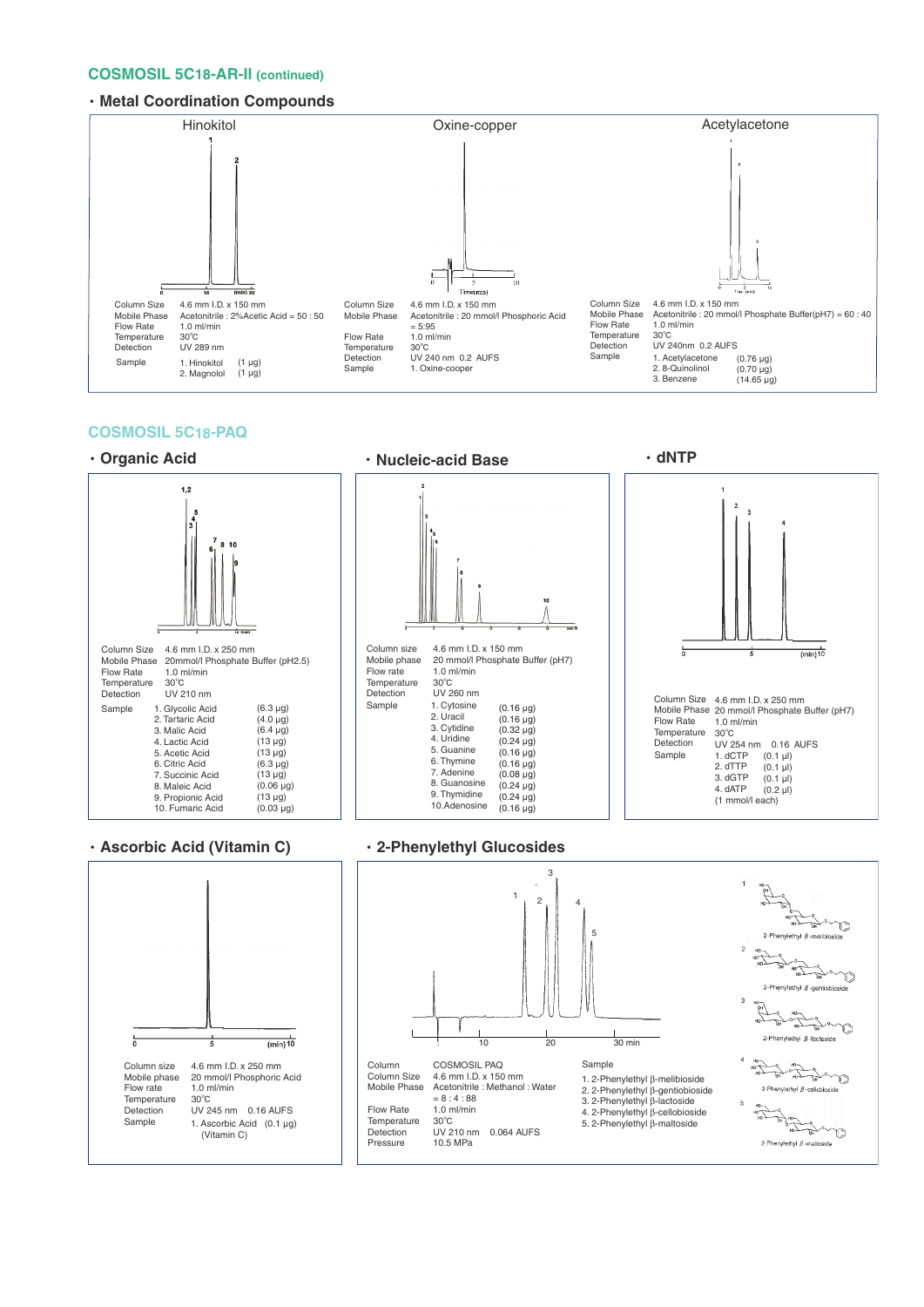## COSMOSIL 5C18-AR-II (continued)

### ・Metal Coordination Compounds

#### Hinokitol

| | |
|---|---|
| Column Size | 4.6 mm I.D. x 150 mm |
| Mobile Phase | Acetonitrile : 2%Acetic Acid = 50 : 50 |
| Flow Rate | 1.0 ml/min |
| Temperature | 30°C |
| Detection | UV 289 nm |
| Sample | 1. Hinokitol (1 μg)<br>2. Magnolol (1 μg) |

#### Oxine-copper

| | |
|---|---|
| Column Size | 4.6 mm I.D. x 150 mm |
| Mobile Phase | Acetonitrile : 20 mmol/l Phosphoric Acid = 5:95 |
| Flow Rate | 1.0 ml/min |
| Temperature | 30°C |
| Detection | UV 240 nm 0.2 AUFS |
| Sample | 1. Oxine-cooper |

#### Acetylacetone

| | |
|---|---|
| Column Size | 4.6 mm I.D. x 150 mm |
| Mobile Phase | Acetonitrile : 20 mmol/l Phosphate Buffer(pH7) = 60 : 40 |
| Flow Rate | 1.0 ml/min |
| Temperature | 30°C |
| Detection | UV 240nm 0.2 AUFS |
| Sample | 1. Acetylacetone (0.76 μg)<br>2. 8-Quinolinol (0.70 μg)<br>3. Benzene (14.65 μg) |

## COSMOSIL 5C18-PAQ

### ・Organic Acid

| | |
|---|---|
| Column Size | 4.6 mm I.D. x 250 mm |
| Mobile Phase | 20mmol/l Phosphate Buffer (pH2.5) |
| Flow Rate | 1.0 ml/min |
| Temperature | 30°C |
| Detection | UV 210 nm |
| Sample | 1. Glycolic Acid (6.3 μg)<br>2. Tartaric Acid (4.0 μg)<br>3. Malic Acid (6.4 μg)<br>4. Lactic Acid (13 μg)<br>5. Acetic Acid (13 μg)<br>6. Citric Acid (6.3 μg)<br>7. Succinic Acid (13 μg)<br>8. Maleic Acid (0.06 μg)<br>9. Propionic Acid (13 μg)<br>10. Fumaric Acid (0.03 μg) |

### ・Nucleic-acid Base

| | |
|---|---|
| Column size | 4.6 mm I.D. x 150 mm |
| Mobile phase | 20 mmol/l Phosphate Buffer (pH7) |
| Flow rate | 1.0 ml/min |
| Temperature | 30°C |
| Detection | UV 260 nm |
| Sample | 1. Cytosine (0.16 μg)<br>2. Uracil (0.16 μg)<br>3. Cytidine (0.32 μg)<br>4. Uridine (0.24 μg)<br>5. Guanine (0.16 μg)<br>6. Thymine (0.16 μg)<br>7. Adenine (0.08 μg)<br>8. Guanosine (0.24 μg)<br>9. Thymidine (0.24 μg)<br>10. Adenosine (0.16 μg) |

### ・dNTP

| | |
|---|---|
| Column Size | 4.6 mm I.D. x 250 mm |
| Mobile Phase | 20 mmol/l Phosphate Buffer (pH7) |
| Flow Rate | 1.0 ml/min |
| Temperature | 30°C |
| Detection | UV 254 nm 0.16 AUFS |
| Sample | 1. dCTP (0.1 μl)<br>2. dTTP (0.1 μl)<br>3. dGTP (0.1 μl)<br>4. dATP (0.2 μl)<br>(1 mmol/l each) |

### ・Ascorbic Acid (Vitamin C)

| | |
|---|---|
| Column size | 4.6 mm I.D. x 250 mm |
| Mobile phase | 20 mmol/l Phosphoric Acid |
| Flow rate | 1.0 ml/min |
| Temperature | 30°C |
| Detection | UV 245 nm 0.16 AUFS |
| Sample | 1. Ascorbic Acid (0.1 μg) (Vitamin C) |

### ・2-Phenylethyl Glucosides

| | |
|---|---|
| Column | COSMOSIL PAQ |
| Column Size | 4.6 mm I.D. x 150 mm |
| Mobile Phase | Acetonitrile : Methanol : Water = 8 : 4 : 88 |
| Flow Rate | 1.0 ml/min |
| Temperature | 30°C |
| Detection | UV 210 nm 0.064 AUFS |
| Pressure | 10.5 MPa |

Sample
1. 2-Phenylethyl β-melibioside
2. 2-Phenylethyl β-gentiobioside
3. 2-Phenylethyl β-lactoside
4. 2-Phenylethyl β-cellobioside
5. 2-Phenylethyl β-maltoside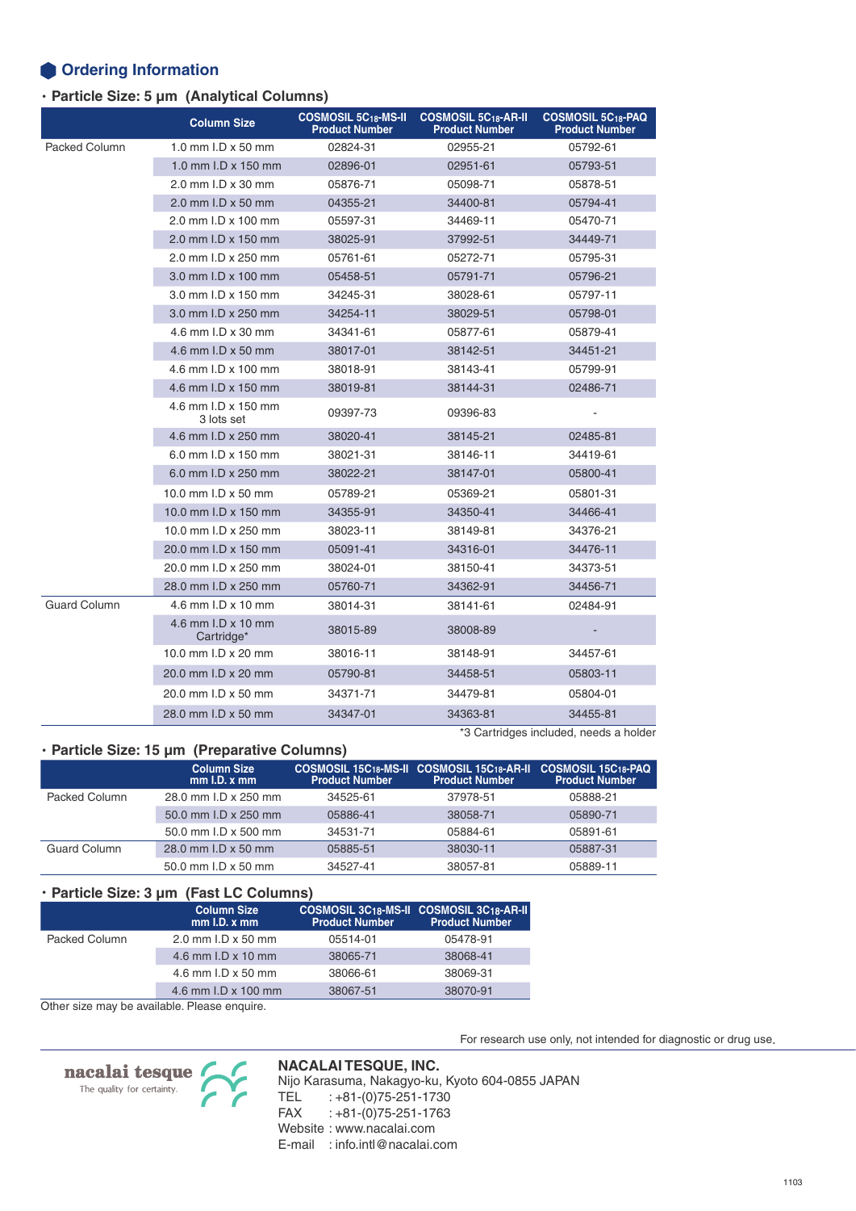## Ordering Information

### ・Particle Size: 5 μm (Analytical Columns)

| | Column Size | COSMOSIL 5C18-MS-II Product Number | COSMOSIL 5C18-AR-II Product Number | COSMOSIL 5C18-PAQ Product Number |
|---|---|---|---|---|
| Packed Column | 1.0 mm I.D x 50 mm | 02824-31 | 02955-21 | 05792-61 |
| | 1.0 mm I.D x 150 mm | 02896-01 | 02951-61 | 05793-51 |
| | 2.0 mm I.D x 30 mm | 05876-71 | 05098-71 | 05878-51 |
| | 2.0 mm I.D x 50 mm | 04355-21 | 34400-81 | 05794-41 |
| | 2.0 mm I.D x 100 mm | 05597-31 | 34469-11 | 05470-71 |
| | 2.0 mm I.D x 150 mm | 38025-91 | 37992-51 | 34449-71 |
| | 2.0 mm I.D x 250 mm | 05761-61 | 05272-71 | 05795-31 |
| | 3.0 mm I.D x 100 mm | 05458-51 | 05791-71 | 05796-21 |
| | 3.0 mm I.D x 150 mm | 34245-31 | 38028-61 | 05797-11 |
| | 3.0 mm I.D x 250 mm | 34254-11 | 38029-51 | 05798-01 |
| | 4.6 mm I.D x 30 mm | 34341-61 | 05877-61 | 05879-41 |
| | 4.6 mm I.D x 50 mm | 38017-01 | 38142-51 | 34451-21 |
| | 4.6 mm I.D x 100 mm | 38018-91 | 38143-41 | 05799-91 |
| | 4.6 mm I.D x 150 mm | 38019-81 | 38144-31 | 02486-71 |
| | 4.6 mm I.D x 150 mm 3 lots set | 09397-73 | 09396-83 | - |
| | 4.6 mm I.D x 250 mm | 38020-41 | 38145-21 | 02485-81 |
| | 6.0 mm I.D x 150 mm | 38021-31 | 38146-11 | 34419-61 |
| | 6.0 mm I.D x 250 mm | 38022-21 | 38147-01 | 05800-41 |
| | 10.0 mm I.D x 50 mm | 05789-21 | 05369-21 | 05801-31 |
| | 10.0 mm I.D x 150 mm | 34355-91 | 34350-41 | 34466-41 |
| | 10.0 mm I.D x 250 mm | 38023-11 | 38149-81 | 34376-21 |
| | 20.0 mm I.D x 150 mm | 05091-41 | 34316-01 | 34476-11 |
| | 20.0 mm I.D x 250 mm | 38024-01 | 38150-41 | 34373-51 |
| | 28.0 mm I.D x 250 mm | 05760-71 | 34362-91 | 34456-71 |
| Guard Column | 4.6 mm I.D x 10 mm | 38014-31 | 38141-61 | 02484-91 |
| | 4.6 mm I.D x 10 mm Cartridge* | 38015-89 | 38008-89 | - |
| | 10.0 mm I.D x 20 mm | 38016-11 | 38148-91 | 34457-61 |
| | 20.0 mm I.D x 20 mm | 05790-81 | 34458-51 | 05803-11 |
| | 20.0 mm I.D x 50 mm | 34371-71 | 34479-81 | 05804-01 |
| | 28.0 mm I.D x 50 mm | 34347-01 | 34363-81 | 34455-81 |

*3 Cartridges included, needs a holder

### ・Particle Size: 15 μm (Preparative Columns)

| | Column Size mm I.D. x mm | COSMOSIL 15C18-MS-II Product Number | COSMOSIL 15C18-AR-II Product Number | COSMOSIL 15C18-PAQ Product Number |
|---|---|---|---|---|
| Packed Column | 28.0 mm I.D x 250 mm | 34525-61 | 37978-51 | 05888-21 |
| | 50.0 mm I.D x 250 mm | 05886-41 | 38058-71 | 05890-71 |
| | 50.0 mm I.D x 500 mm | 34531-71 | 05884-61 | 05891-61 |
| Guard Column | 28.0 mm I.D x 50 mm | 05885-51 | 38030-11 | 05887-31 |
| | 50.0 mm I.D x 50 mm | 34527-41 | 38057-81 | 05889-11 |

### ・Particle Size: 3 μm (Fast LC Columns)

| | Column Size mm I.D. x mm | COSMOSIL 3C18-MS-II Product Number | COSMOSIL 3C18-AR-II Product Number |
|---|---|---|---|
| Packed Column | 2.0 mm I.D x 50 mm | 05514-01 | 05478-91 |
| | 4.6 mm I.D x 10 mm | 38065-71 | 38068-41 |
| | 4.6 mm I.D x 50 mm | 38066-61 | 38069-31 |
| | 4.6 mm I.D x 100 mm | 38067-51 | 38070-91 |

Other size may be available. Please enquire.

For research use only, not intended for diagnostic or drug use.

nacalai tesque
The quality for certainty.

**NACALAI TESQUE, INC.**
Nijo Karasuma, Nakagyo-ku, Kyoto 604-0855 JAPAN
TEL : +81-(0)75-251-1730
FAX : +81-(0)75-251-1763
Website : www.nacalai.com
E-mail : info.intl@nacalai.com

1103